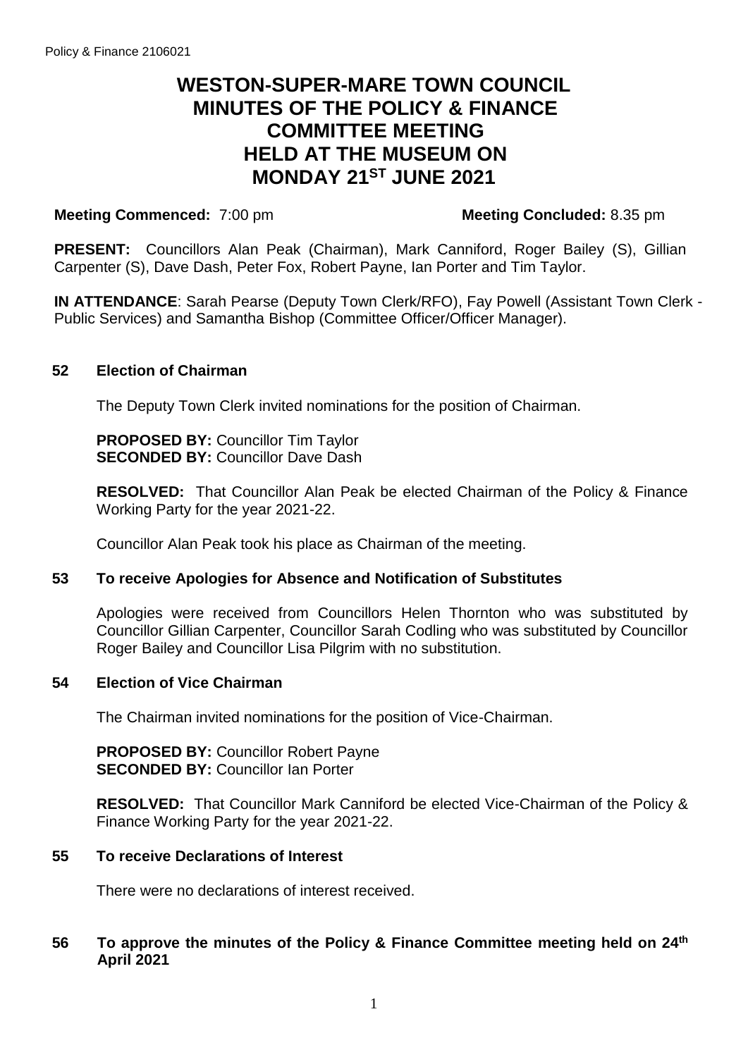# WESTON-SUPER-MARE TOWN COUNCIL MINUTES OF THE POLICY & FINANCE COMMITTEE MEETING HELD AT THE MUSEUM ON MONDAY 21ST JUNE 2021

**Meeting Commenced:** 7:00 pm **Meeting Concluded:** 8.35 pm

**PRESENT:** Councillors Alan Peak (Chairman), Mark Canniford, Roger Bailey (S), Gillian Carpenter (S), Dave Dash, Peter Fox, Robert Payne, Ian Porter and Tim Taylor.

**IN ATTENDANCE**: Sarah Pearse (Deputy Town Clerk/RFO), Fay Powell (Assistant Town Clerk - Public Services) and Samantha Bishop (Committee Officer/Officer Manager).

## 52 Election of Chairman

The Deputy Town Clerk invited nominations for the position of Chairman.

**PROPOSED BY:** Councillor Tim Taylor
**SECONDED BY:** Councillor Dave Dash

**RESOLVED:** That Councillor Alan Peak be elected Chairman of the Policy & Finance Working Party for the year 2021-22.

Councillor Alan Peak took his place as Chairman of the meeting.

## 53 To receive Apologies for Absence and Notification of Substitutes

Apologies were received from Councillors Helen Thornton who was substituted by Councillor Gillian Carpenter, Councillor Sarah Codling who was substituted by Councillor Roger Bailey and Councillor Lisa Pilgrim with no substitution.

## 54 Election of Vice Chairman

The Chairman invited nominations for the position of Vice-Chairman.

**PROPOSED BY:** Councillor Robert Payne
**SECONDED BY:** Councillor Ian Porter

**RESOLVED:** That Councillor Mark Canniford be elected Vice-Chairman of the Policy & Finance Working Party for the year 2021-22.

## 55 To receive Declarations of Interest

There were no declarations of interest received.

## 56 To approve the minutes of the Policy & Finance Committee meeting held on 24th April 2021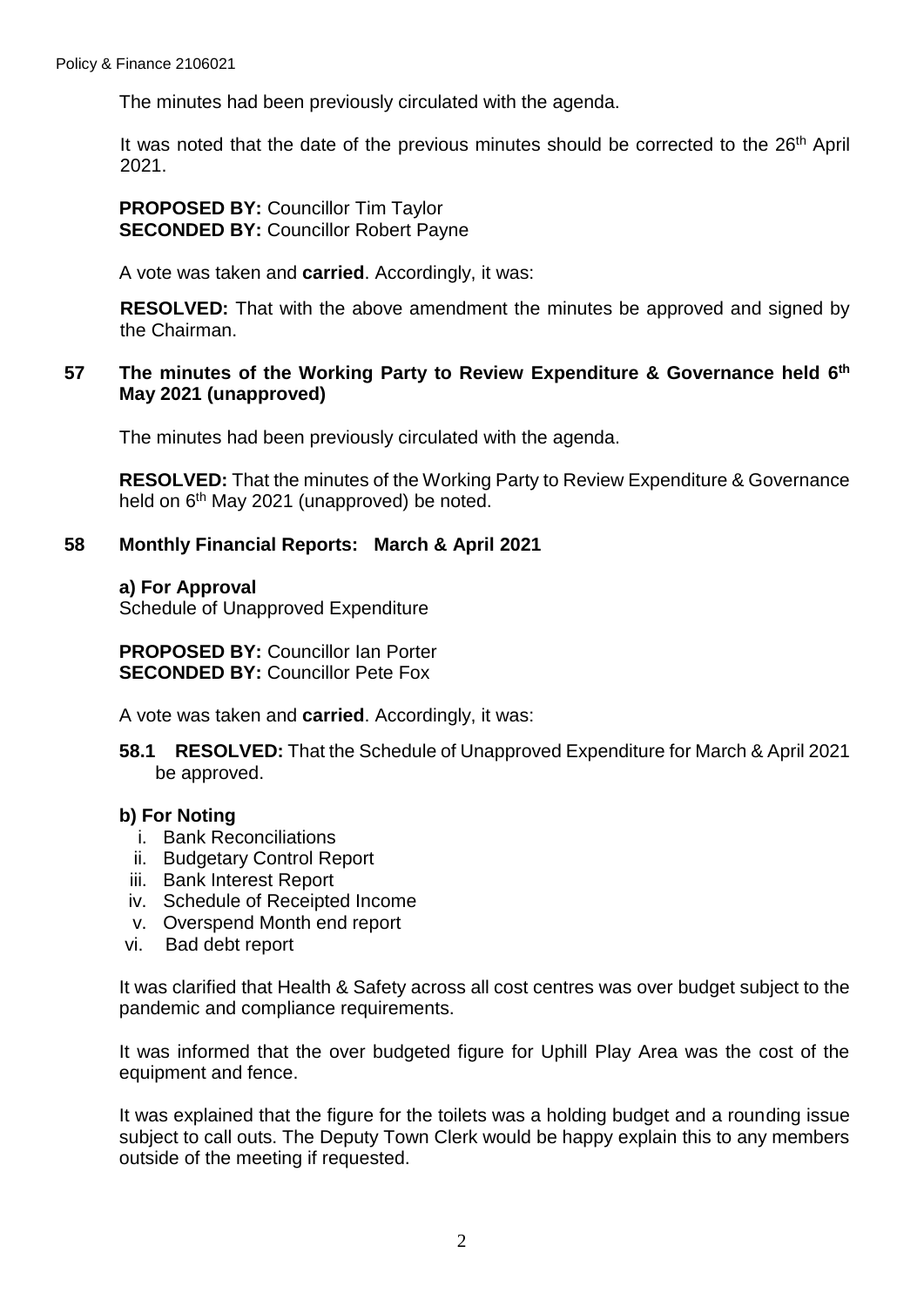The minutes had been previously circulated with the agenda.

It was noted that the date of the previous minutes should be corrected to the 26th April 2021.

**PROPOSED BY:** Councillor Tim Taylor
**SECONDED BY:** Councillor Robert Payne

A vote was taken and **carried**. Accordingly, it was:

**RESOLVED:** That with the above amendment the minutes be approved and signed by the Chairman.

## 57 The minutes of the Working Party to Review Expenditure & Governance held 6th May 2021 (unapproved)

The minutes had been previously circulated with the agenda.

**RESOLVED:** That the minutes of the Working Party to Review Expenditure & Governance held on 6th May 2021 (unapproved) be noted.

## 58 Monthly Financial Reports: March & April 2021

**a) For Approval**
Schedule of Unapproved Expenditure

**PROPOSED BY:** Councillor Ian Porter
**SECONDED BY:** Councillor Pete Fox

A vote was taken and **carried**. Accordingly, it was:

**58.1 RESOLVED:** That the Schedule of Unapproved Expenditure for March & April 2021 be approved.

**b) For Noting**

i. Bank Reconciliations
ii. Budgetary Control Report
iii. Bank Interest Report
iv. Schedule of Receipted Income
v. Overspend Month end report
vi. Bad debt report

It was clarified that Health & Safety across all cost centres was over budget subject to the pandemic and compliance requirements.

It was informed that the over budgeted figure for Uphill Play Area was the cost of the equipment and fence.

It was explained that the figure for the toilets was a holding budget and a rounding issue subject to call outs. The Deputy Town Clerk would be happy explain this to any members outside of the meeting if requested.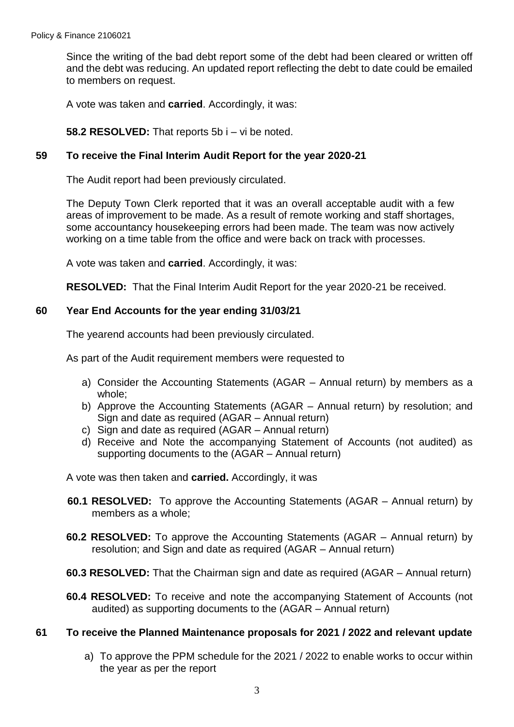Since the writing of the bad debt report some of the debt had been cleared or written off and the debt was reducing. An updated report reflecting the debt to date could be emailed to members on request.

A vote was taken and **carried**. Accordingly, it was:

**58.2 RESOLVED:** That reports 5b i – vi be noted.

## 59 To receive the Final Interim Audit Report for the year 2020-21

The Audit report had been previously circulated.

The Deputy Town Clerk reported that it was an overall acceptable audit with a few areas of improvement to be made. As a result of remote working and staff shortages, some accountancy housekeeping errors had been made. The team was now actively working on a time table from the office and were back on track with processes.

A vote was taken and **carried**. Accordingly, it was:

**RESOLVED:** That the Final Interim Audit Report for the year 2020-21 be received.

## 60 Year End Accounts for the year ending 31/03/21

The yearend accounts had been previously circulated.

As part of the Audit requirement members were requested to

a) Consider the Accounting Statements (AGAR – Annual return) by members as a whole;
b) Approve the Accounting Statements (AGAR – Annual return) by resolution; and Sign and date as required (AGAR – Annual return)
c) Sign and date as required (AGAR – Annual return)
d) Receive and Note the accompanying Statement of Accounts (not audited) as supporting documents to the (AGAR – Annual return)

A vote was then taken and **carried.** Accordingly, it was

**60.1 RESOLVED:** To approve the Accounting Statements (AGAR – Annual return) by members as a whole;

**60.2 RESOLVED:** To approve the Accounting Statements (AGAR – Annual return) by resolution; and Sign and date as required (AGAR – Annual return)

**60.3 RESOLVED:** That the Chairman sign and date as required (AGAR – Annual return)

**60.4 RESOLVED:** To receive and note the accompanying Statement of Accounts (not audited) as supporting documents to the (AGAR – Annual return)

## 61 To receive the Planned Maintenance proposals for 2021 / 2022 and relevant update

a) To approve the PPM schedule for the 2021 / 2022 to enable works to occur within the year as per the report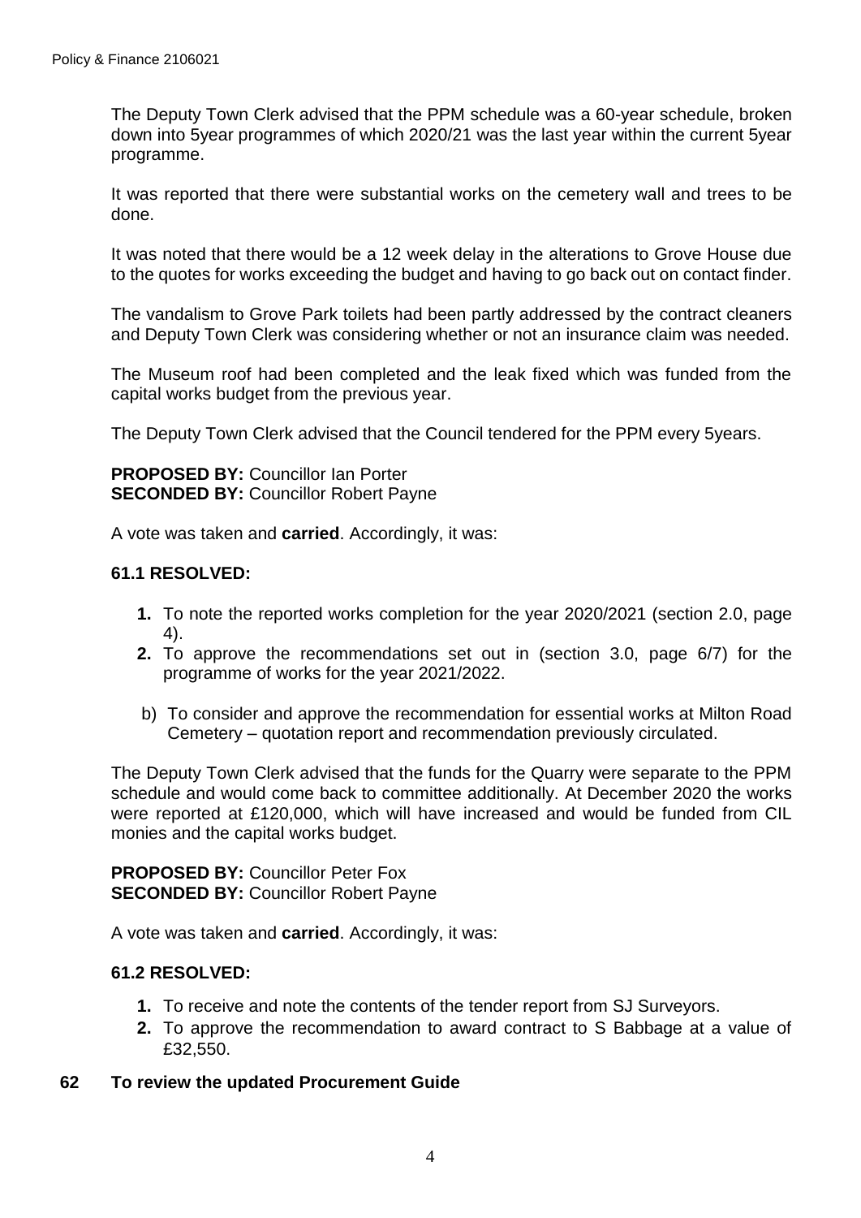The Deputy Town Clerk advised that the PPM schedule was a 60-year schedule, broken down into 5year programmes of which 2020/21 was the last year within the current 5year programme.

It was reported that there were substantial works on the cemetery wall and trees to be done.

It was noted that there would be a 12 week delay in the alterations to Grove House due to the quotes for works exceeding the budget and having to go back out on contact finder.

The vandalism to Grove Park toilets had been partly addressed by the contract cleaners and Deputy Town Clerk was considering whether or not an insurance claim was needed.

The Museum roof had been completed and the leak fixed which was funded from the capital works budget from the previous year.

The Deputy Town Clerk advised that the Council tendered for the PPM every 5years.

**PROPOSED BY:** Councillor Ian Porter
**SECONDED BY:** Councillor Robert Payne

A vote was taken and **carried**. Accordingly, it was:

**61.1 RESOLVED:**

1. To note the reported works completion for the year 2020/2021 (section 2.0, page 4).
2. To approve the recommendations set out in (section 3.0, page 6/7) for the programme of works for the year 2021/2022.

b) To consider and approve the recommendation for essential works at Milton Road Cemetery – quotation report and recommendation previously circulated.

The Deputy Town Clerk advised that the funds for the Quarry were separate to the PPM schedule and would come back to committee additionally. At December 2020 the works were reported at £120,000, which will have increased and would be funded from CIL monies and the capital works budget.

**PROPOSED BY:** Councillor Peter Fox
**SECONDED BY:** Councillor Robert Payne

A vote was taken and **carried**. Accordingly, it was:

**61.2 RESOLVED:**

1. To receive and note the contents of the tender report from SJ Surveyors.
2. To approve the recommendation to award contract to S Babbage at a value of £32,550.

## 62 To review the updated Procurement Guide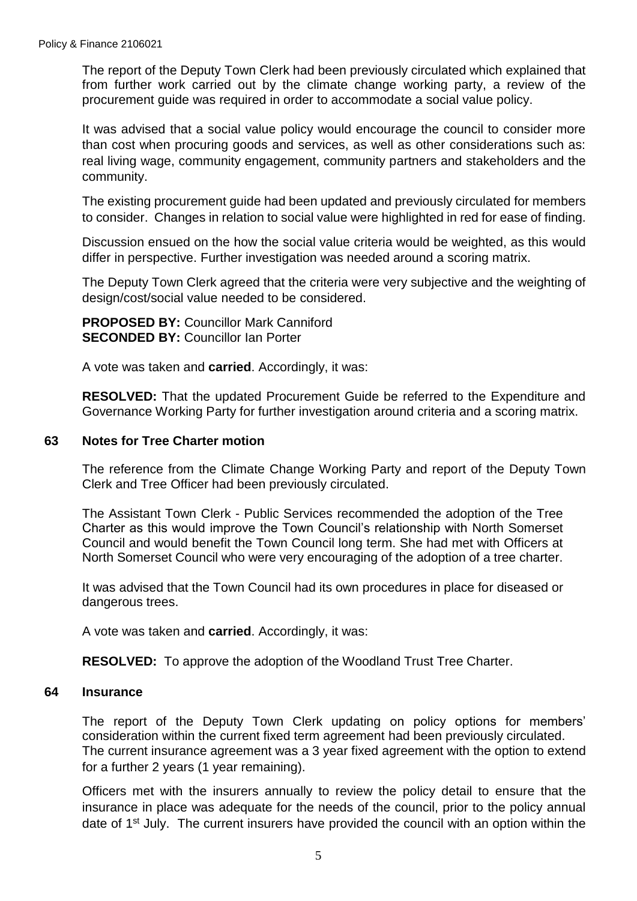The report of the Deputy Town Clerk had been previously circulated which explained that from further work carried out by the climate change working party, a review of the procurement guide was required in order to accommodate a social value policy.

It was advised that a social value policy would encourage the council to consider more than cost when procuring goods and services, as well as other considerations such as: real living wage, community engagement, community partners and stakeholders and the community.

The existing procurement guide had been updated and previously circulated for members to consider. Changes in relation to social value were highlighted in red for ease of finding.

Discussion ensued on the how the social value criteria would be weighted, as this would differ in perspective. Further investigation was needed around a scoring matrix.

The Deputy Town Clerk agreed that the criteria were very subjective and the weighting of design/cost/social value needed to be considered.

**PROPOSED BY:** Councillor Mark Canniford
**SECONDED BY:** Councillor Ian Porter

A vote was taken and **carried**. Accordingly, it was:

**RESOLVED:** That the updated Procurement Guide be referred to the Expenditure and Governance Working Party for further investigation around criteria and a scoring matrix.

## 63 Notes for Tree Charter motion

The reference from the Climate Change Working Party and report of the Deputy Town Clerk and Tree Officer had been previously circulated.

The Assistant Town Clerk - Public Services recommended the adoption of the Tree Charter as this would improve the Town Council's relationship with North Somerset Council and would benefit the Town Council long term. She had met with Officers at North Somerset Council who were very encouraging of the adoption of a tree charter.

It was advised that the Town Council had its own procedures in place for diseased or dangerous trees.

A vote was taken and **carried**. Accordingly, it was:

**RESOLVED:** To approve the adoption of the Woodland Trust Tree Charter.

## 64 Insurance

The report of the Deputy Town Clerk updating on policy options for members' consideration within the current fixed term agreement had been previously circulated. The current insurance agreement was a 3 year fixed agreement with the option to extend for a further 2 years (1 year remaining).

Officers met with the insurers annually to review the policy detail to ensure that the insurance in place was adequate for the needs of the council, prior to the policy annual date of 1st July. The current insurers have provided the council with an option within the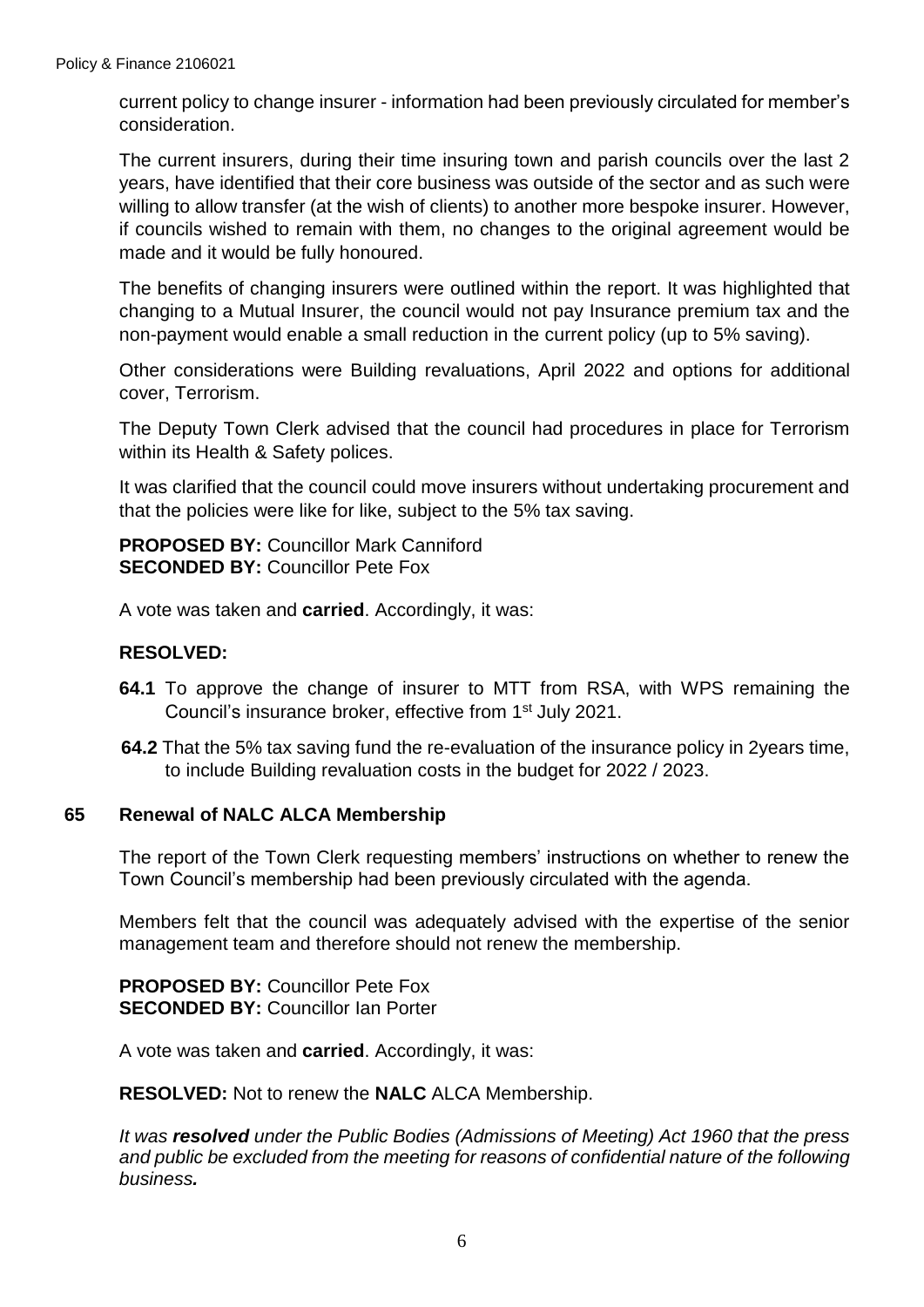current policy to change insurer - information had been previously circulated for member's consideration.

The current insurers, during their time insuring town and parish councils over the last 2 years, have identified that their core business was outside of the sector and as such were willing to allow transfer (at the wish of clients) to another more bespoke insurer. However, if councils wished to remain with them, no changes to the original agreement would be made and it would be fully honoured.

The benefits of changing insurers were outlined within the report. It was highlighted that changing to a Mutual Insurer, the council would not pay Insurance premium tax and the non-payment would enable a small reduction in the current policy (up to 5% saving).

Other considerations were Building revaluations, April 2022 and options for additional cover, Terrorism.

The Deputy Town Clerk advised that the council had procedures in place for Terrorism within its Health & Safety polices.

It was clarified that the council could move insurers without undertaking procurement and that the policies were like for like, subject to the 5% tax saving.

**PROPOSED BY:** Councillor Mark Canniford
**SECONDED BY:** Councillor Pete Fox

A vote was taken and **carried**. Accordingly, it was:

**RESOLVED:**

**64.1** To approve the change of insurer to MTT from RSA, with WPS remaining the Council's insurance broker, effective from 1st July 2021.

**64.2** That the 5% tax saving fund the re-evaluation of the insurance policy in 2years time, to include Building revaluation costs in the budget for 2022 / 2023.

## 65 Renewal of NALC ALCA Membership

The report of the Town Clerk requesting members' instructions on whether to renew the Town Council's membership had been previously circulated with the agenda.

Members felt that the council was adequately advised with the expertise of the senior management team and therefore should not renew the membership.

**PROPOSED BY:** Councillor Pete Fox
**SECONDED BY:** Councillor Ian Porter

A vote was taken and **carried**. Accordingly, it was:

**RESOLVED:** Not to renew the **NALC** ALCA Membership.

*It was **resolved** under the Public Bodies (Admissions of Meeting) Act 1960 that the press and public be excluded from the meeting for reasons of confidential nature of the following business.*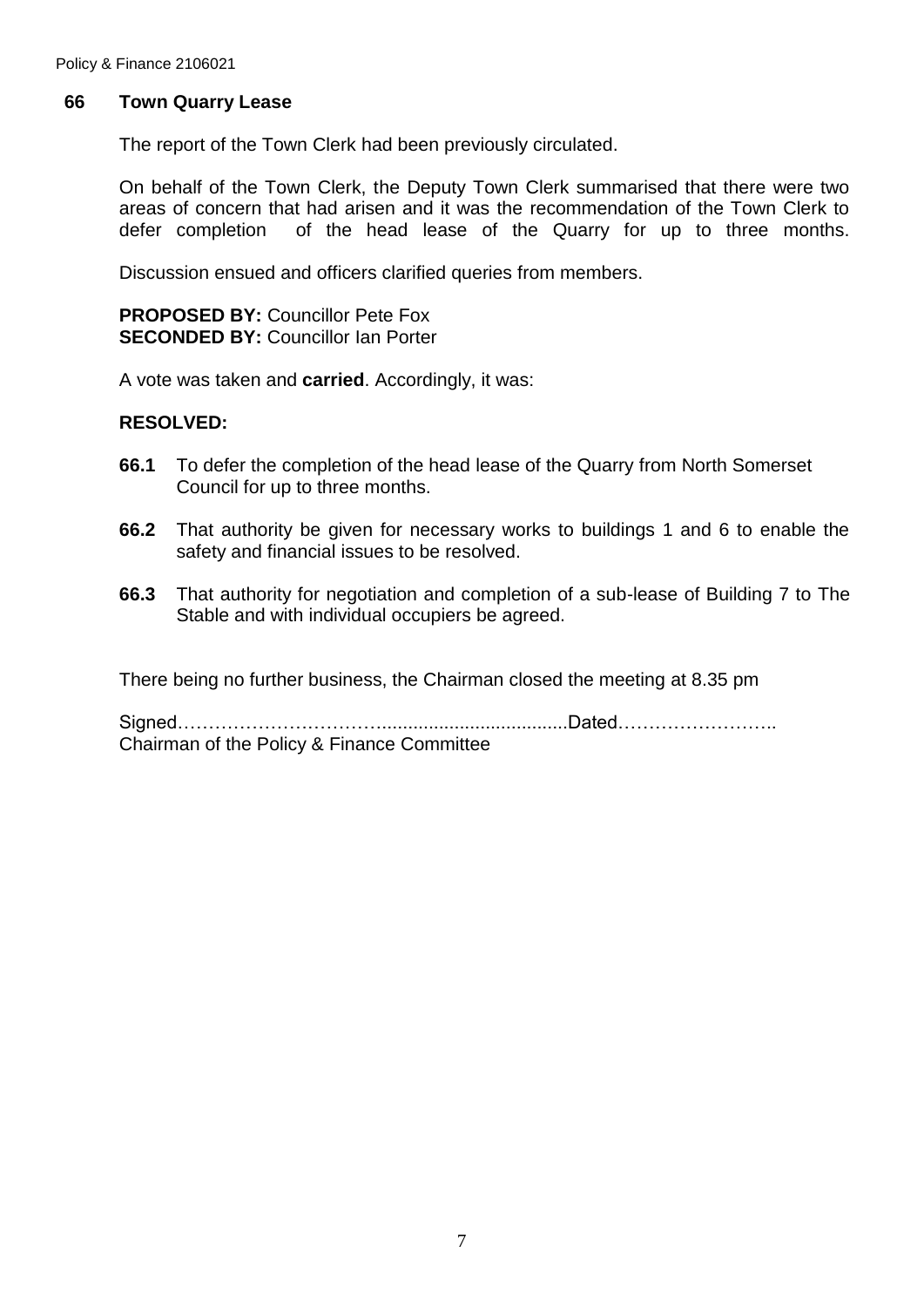## 66 Town Quarry Lease

The report of the Town Clerk had been previously circulated.

On behalf of the Town Clerk, the Deputy Town Clerk summarised that there were two areas of concern that had arisen and it was the recommendation of the Town Clerk to defer completion of the head lease of the Quarry for up to three months.

Discussion ensued and officers clarified queries from members.

**PROPOSED BY:** Councillor Pete Fox
**SECONDED BY:** Councillor Ian Porter

A vote was taken and **carried**. Accordingly, it was:

**RESOLVED:**

**66.1** To defer the completion of the head lease of the Quarry from North Somerset Council for up to three months.

**66.2** That authority be given for necessary works to buildings 1 and 6 to enable the safety and financial issues to be resolved.

**66.3** That authority for negotiation and completion of a sub-lease of Building 7 to The Stable and with individual occupiers be agreed.

There being no further business, the Chairman closed the meeting at 8.35 pm

Signed…………………………….....................................Dated……………………..
Chairman of the Policy & Finance Committee